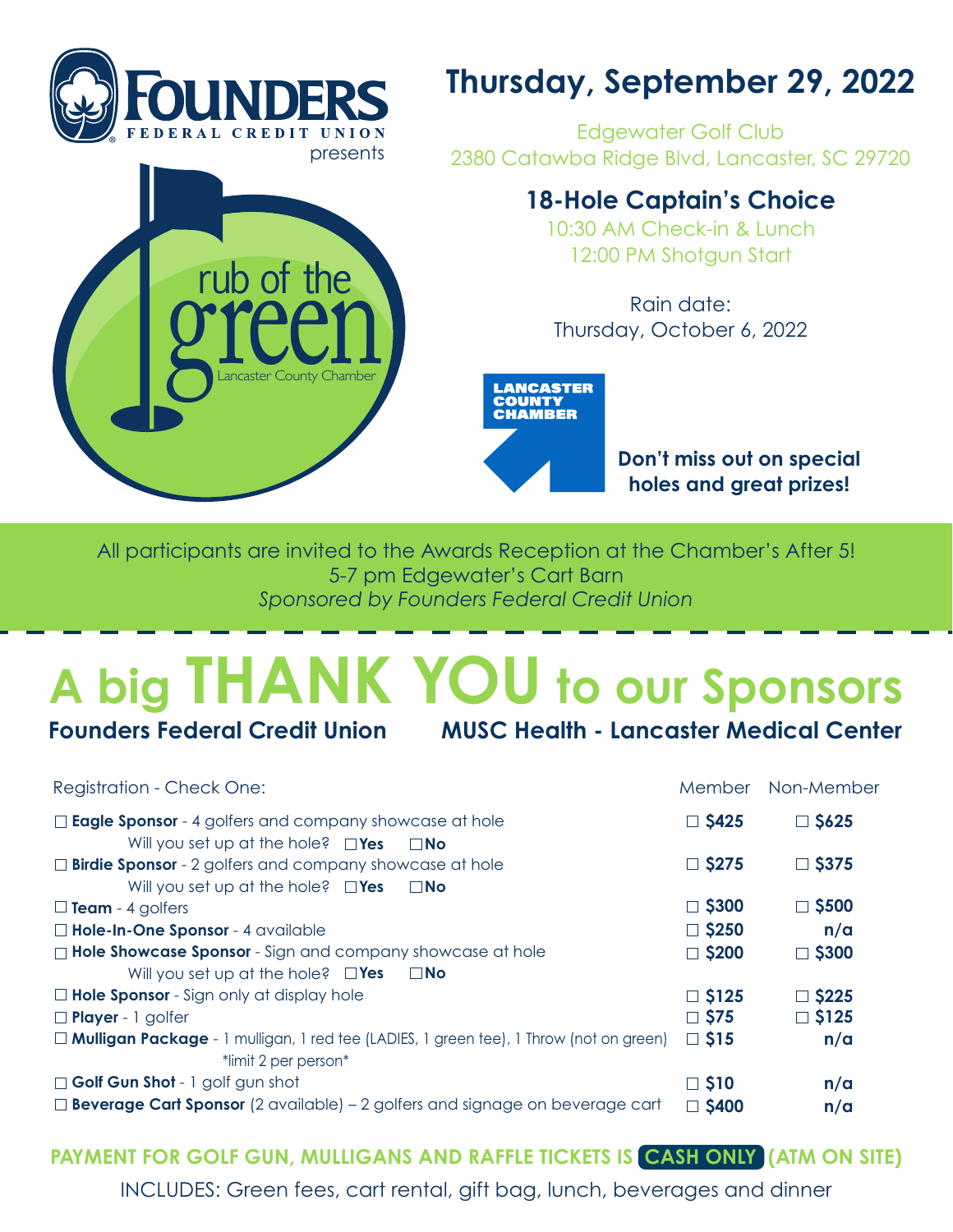**FOUNDERS** FEDERAL CREDIT UNION

presents

rub of the green

Lancaster County Chamber

# Thursday, September 29, 2022

Edgewater Golf Club
2380 Catawba Ridge Blvd, Lancaster, SC 29720

## 18-Hole Captain's Choice

10:30 AM Check-in & Lunch
12:00 PM Shotgun Start

Rain date:
Thursday, October 6, 2022

LANCASTER COUNTY CHAMBER

**Don't miss out on special holes and great prizes!**

All participants are invited to the Awards Reception at the Chamber's After 5!
5-7 pm Edgewater's Cart Barn
*Sponsored by Founders Federal Credit Union*

# A big THANK YOU to our Sponsors

**Founders Federal Credit Union** **MUSC Health - Lancaster Medical Center**

| Registration - Check One: | Member | Non-Member |
|---|---|---|
| ☐ **Eagle Sponsor** - 4 golfers and company showcase at hole<br>Will you set up at the hole? ☐**Yes** ☐**No** | ☐ **$425** | ☐ **$625** |
| ☐ **Birdie Sponsor** - 2 golfers and company showcase at hole<br>Will you set up at the hole? ☐**Yes** ☐**No** | ☐ **$275** | ☐ **$375** |
| ☐ **Team** - 4 golfers | ☐ **$300** | ☐ **$500** |
| ☐ **Hole-In-One Sponsor** - 4 available | ☐ **$250** | **n/a** |
| ☐ **Hole Showcase Sponsor** - Sign and company showcase at hole<br>Will you set up at the hole? ☐**Yes** ☐**No** | ☐ **$200** | ☐ **$300** |
| ☐ **Hole Sponsor** - Sign only at display hole | ☐ **$125** | ☐ **$225** |
| ☐ **Player** - 1 golfer | ☐ **$75** | ☐ **$125** |
| ☐ **Mulligan Package** - 1 mulligan, 1 red tee (LADIES, 1 green tee), 1 Throw (not on green)<br>*limit 2 per person* | ☐ **$15** | **n/a** |
| ☐ **Golf Gun Shot** - 1 golf gun shot | ☐ **$10** | **n/a** |
| ☐ **Beverage Cart Sponsor** (2 available) – 2 golfers and signage on beverage cart | ☐ **$400** | **n/a** |

**PAYMENT FOR GOLF GUN, MULLIGANS AND RAFFLE TICKETS IS CASH ONLY (ATM ON SITE)**

INCLUDES: Green fees, cart rental, gift bag, lunch, beverages and dinner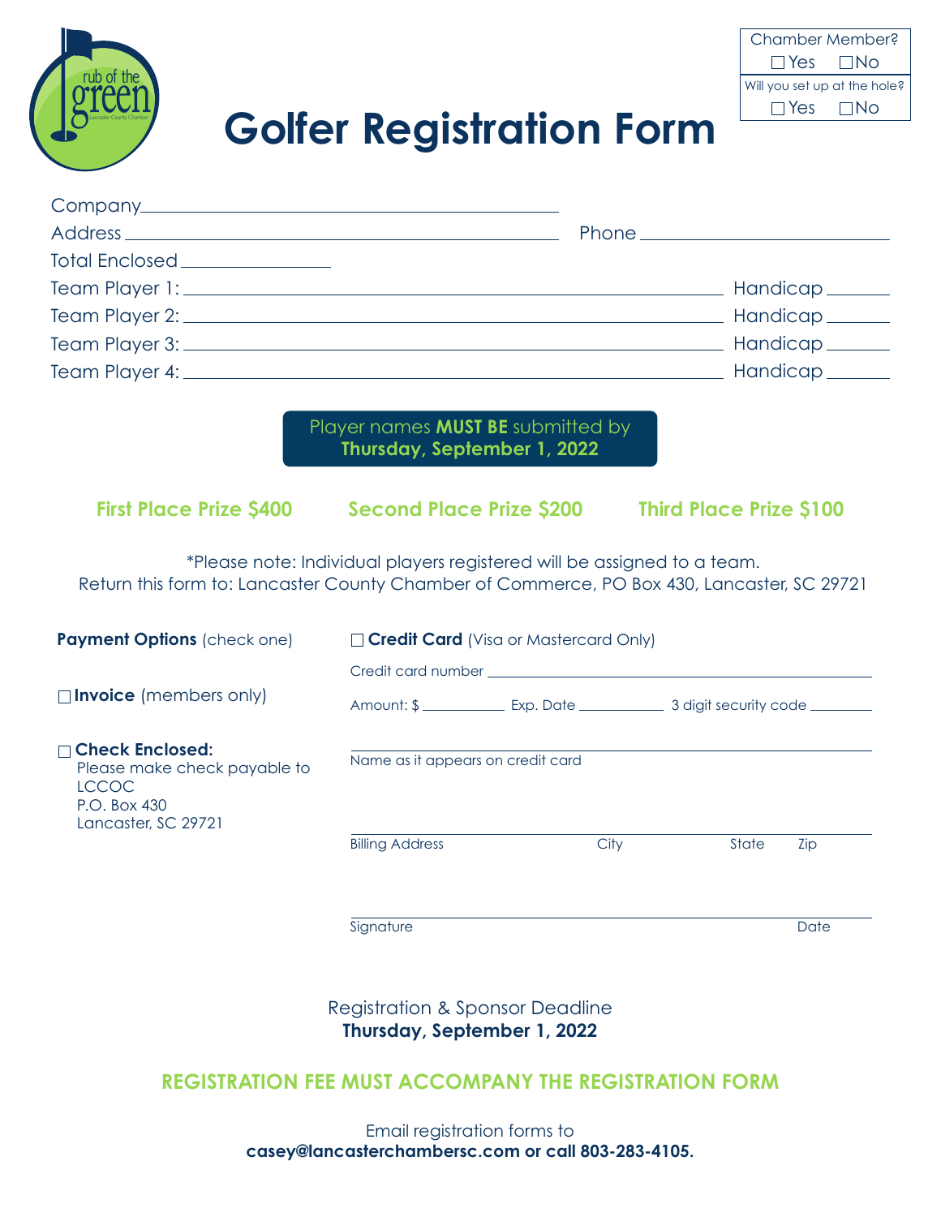Chamber Member?

☐ Yes ☐ No

Will you set up at the hole?

☐ Yes ☐ No

rub of the green

Lancaster County Chamber

# Golfer Registration Form

Company\_\_\_\_\_\_\_\_\_\_\_\_\_\_\_\_\_\_\_\_\_\_\_\_\_\_\_\_\_\_\_\_\_\_\_\_\_\_\_\_

Address\_\_\_\_\_\_\_\_\_\_\_\_\_\_\_\_\_\_\_\_\_\_\_\_\_\_\_\_\_\_\_\_\_\_\_\_\_\_\_\_ Phone\_\_\_\_\_\_\_\_\_\_\_\_\_\_\_\_\_\_\_\_

Total Enclosed\_\_\_\_\_\_\_\_\_\_\_\_\_\_

Team Player 1:\_\_\_\_\_\_\_\_\_\_\_\_\_\_\_\_\_\_\_\_\_\_\_\_\_\_\_\_\_\_\_\_\_\_\_\_\_\_\_\_\_\_\_\_\_\_\_\_ Handicap\_\_\_\_\_\_

Team Player 2:\_\_\_\_\_\_\_\_\_\_\_\_\_\_\_\_\_\_\_\_\_\_\_\_\_\_\_\_\_\_\_\_\_\_\_\_\_\_\_\_\_\_\_\_\_\_\_\_ Handicap\_\_\_\_\_\_

Team Player 3:\_\_\_\_\_\_\_\_\_\_\_\_\_\_\_\_\_\_\_\_\_\_\_\_\_\_\_\_\_\_\_\_\_\_\_\_\_\_\_\_\_\_\_\_\_\_\_\_ Handicap\_\_\_\_\_\_

Team Player 4:\_\_\_\_\_\_\_\_\_\_\_\_\_\_\_\_\_\_\_\_\_\_\_\_\_\_\_\_\_\_\_\_\_\_\_\_\_\_\_\_\_\_\_\_\_\_\_\_ Handicap\_\_\_\_\_\_

Player names **MUST BE** submitted by
**Thursday, September 1, 2022**

**First Place Prize $400** **Second Place Prize $200** **Third Place Prize $100**

*Please note: Individual players registered will be assigned to a team.
Return this form to: Lancaster County Chamber of Commerce, PO Box 430, Lancaster, SC 29721

**Payment Options** (check one)

☐ **Invoice** (members only)

☐ **Check Enclosed:**
Please make check payable to
LCCOC
P.O. Box 430
Lancaster, SC 29721

☐ **Credit Card** (Visa or Mastercard Only)

Credit card number \_\_\_\_\_\_\_\_\_\_\_\_\_\_\_\_\_\_\_\_\_\_\_\_\_\_\_\_\_\_\_\_\_\_\_\_

Amount: $\_\_\_\_\_\_\_\_\_ Exp. Date\_\_\_\_\_\_\_\_\_ 3 digit security code\_\_\_\_\_\_\_

\_\_\_\_\_\_\_\_\_\_\_\_\_\_\_\_\_\_\_\_\_\_\_\_\_\_\_\_\_\_\_\_\_\_\_\_\_\_\_\_\_\_\_\_\_\_\_\_
Name as it appears on credit card

\_\_\_\_\_\_\_\_\_\_\_\_\_\_\_\_\_\_\_\_\_\_\_\_\_\_\_\_\_\_\_\_\_\_\_\_\_\_\_\_\_\_\_\_\_\_\_\_
Billing Address City State Zip

\_\_\_\_\_\_\_\_\_\_\_\_\_\_\_\_\_\_\_\_\_\_\_\_\_\_\_\_\_\_\_\_\_\_\_\_\_\_\_\_\_\_\_\_\_\_\_\_
Signature Date

Registration & Sponsor Deadline
**Thursday, September 1, 2022**

**REGISTRATION FEE MUST ACCOMPANY THE REGISTRATION FORM**

Email registration forms to
**casey@lancasterchambersc.com or call 803-283-4105.**